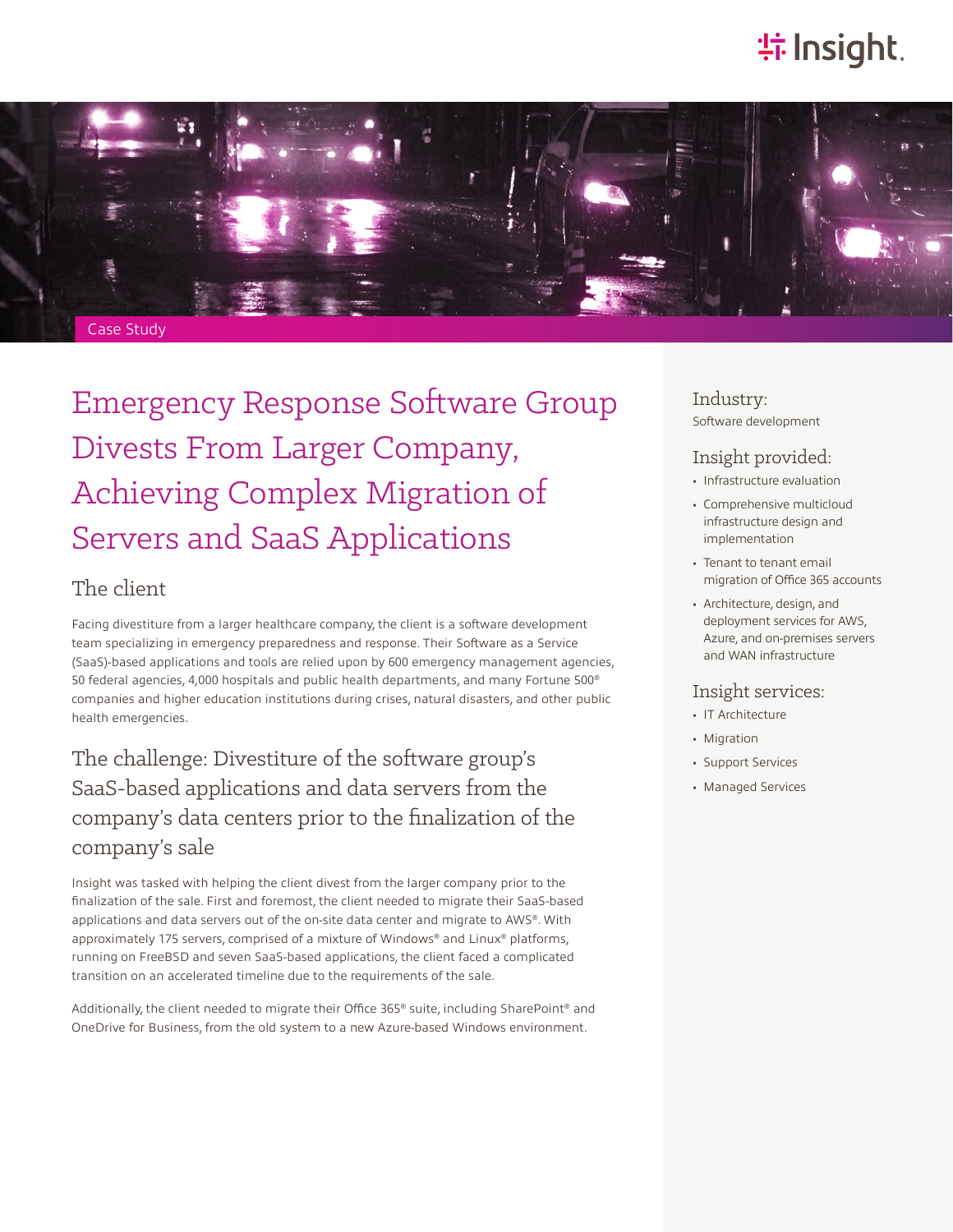Case Study

# Emergency Response Software Group Divests From Larger Company, Achieving Complex Migration of Servers and SaaS Applications

## The client

Facing divestiture from a larger healthcare company, the client is a software development team specializing in emergency preparedness and response. Their Software as a Service (SaaS)-based applications and tools are relied upon by 600 emergency management agencies, 50 federal agencies, 4,000 hospitals and public health departments, and many Fortune 500® companies and higher education institutions during crises, natural disasters, and other public health emergencies.

## The challenge: Divestiture of the software group's SaaS-based applications and data servers from the company's data centers prior to the finalization of the company's sale

Insight was tasked with helping the client divest from the larger company prior to the finalization of the sale. First and foremost, the client needed to migrate their SaaS-based applications and data servers out of the on-site data center and migrate to AWS®. With approximately 175 servers, comprised of a mixture of Windows® and Linux® platforms, running on FreeBSD and seven SaaS-based applications, the client faced a complicated transition on an accelerated timeline due to the requirements of the sale.

Additionally, the client needed to migrate their Office 365® suite, including SharePoint® and OneDrive for Business, from the old system to a new Azure-based Windows environment.

### Industry:

Software development

### Insight provided:

- Infrastructure evaluation
- Comprehensive multicloud infrastructure design and implementation
- Tenant to tenant email migration of Office 365 accounts
- Architecture, design, and deployment services for AWS, Azure, and on-premises servers and WAN infrastructure

### Insight services:

- IT Architecture
- Migration
- Support Services
- Managed Services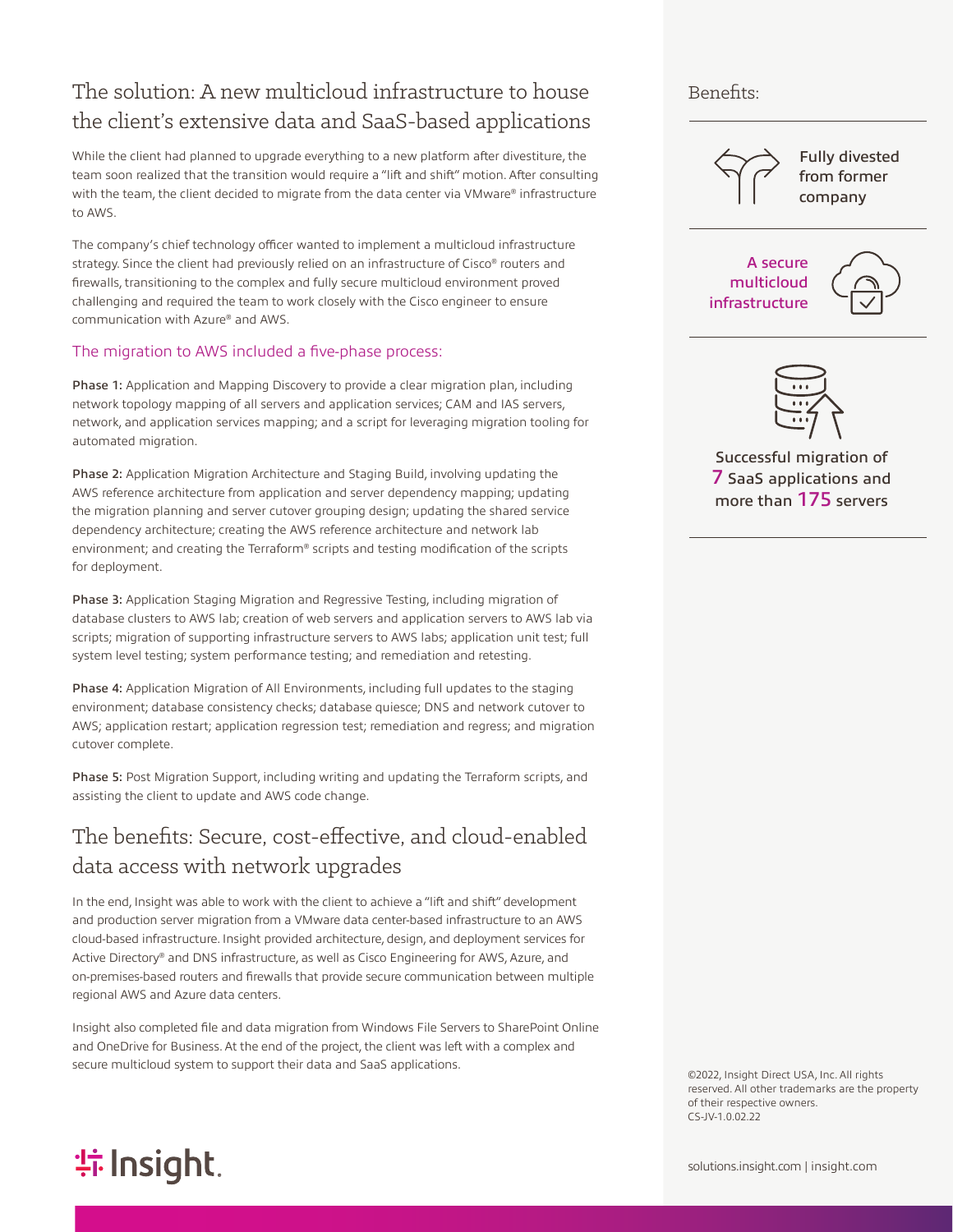## The solution: A new multicloud infrastructure to house the client's extensive data and SaaS-based applications

While the client had planned to upgrade everything to a new platform after divestiture, the team soon realized that the transition would require a "lift and shift" motion. After consulting with the team, the client decided to migrate from the data center via VMware® infrastructure to AWS.

The company's chief technology officer wanted to implement a multicloud infrastructure strategy. Since the client had previously relied on an infrastructure of Cisco® routers and firewalls, transitioning to the complex and fully secure multicloud environment proved challenging and required the team to work closely with the Cisco engineer to ensure communication with Azure® and AWS.

### The migration to AWS included a five-phase process:

**Phase 1:** Application and Mapping Discovery to provide a clear migration plan, including network topology mapping of all servers and application services; CAM and IAS servers, network, and application services mapping; and a script for leveraging migration tooling for automated migration.

**Phase 2:** Application Migration Architecture and Staging Build, involving updating the AWS reference architecture from application and server dependency mapping; updating the migration planning and server cutover grouping design; updating the shared service dependency architecture; creating the AWS reference architecture and network lab environment; and creating the Terraform® scripts and testing modification of the scripts for deployment.

**Phase 3:** Application Staging Migration and Regressive Testing, including migration of database clusters to AWS lab; creation of web servers and application servers to AWS lab via scripts; migration of supporting infrastructure servers to AWS labs; application unit test; full system level testing; system performance testing; and remediation and retesting.

**Phase 4:** Application Migration of All Environments, including full updates to the staging environment; database consistency checks; database quiesce; DNS and network cutover to AWS; application restart; application regression test; remediation and regress; and migration cutover complete.

**Phase 5:** Post Migration Support, including writing and updating the Terraform scripts, and assisting the client to update and AWS code change.

## The benefits: Secure, cost-effective, and cloud-enabled data access with network upgrades

In the end, Insight was able to work with the client to achieve a "lift and shift" development and production server migration from a VMware data center-based infrastructure to an AWS cloud-based infrastructure. Insight provided architecture, design, and deployment services for Active Directory® and DNS infrastructure, as well as Cisco Engineering for AWS, Azure, and on-premises-based routers and firewalls that provide secure communication between multiple regional AWS and Azure data centers.

Insight also completed file and data migration from Windows File Servers to SharePoint Online and OneDrive for Business. At the end of the project, the client was left with a complex and secure multicloud system to support their data and SaaS applications.

## Benefits:

Fully divested from former company

A secure multicloud infrastructure

Successful migration of 7 SaaS applications and more than 175 servers

©2022, Insight Direct USA, Inc. All rights reserved. All other trademarks are the property of their respective owners. CS-JV-1.0.02.22

Insight.

solutions.insight.com | insight.com